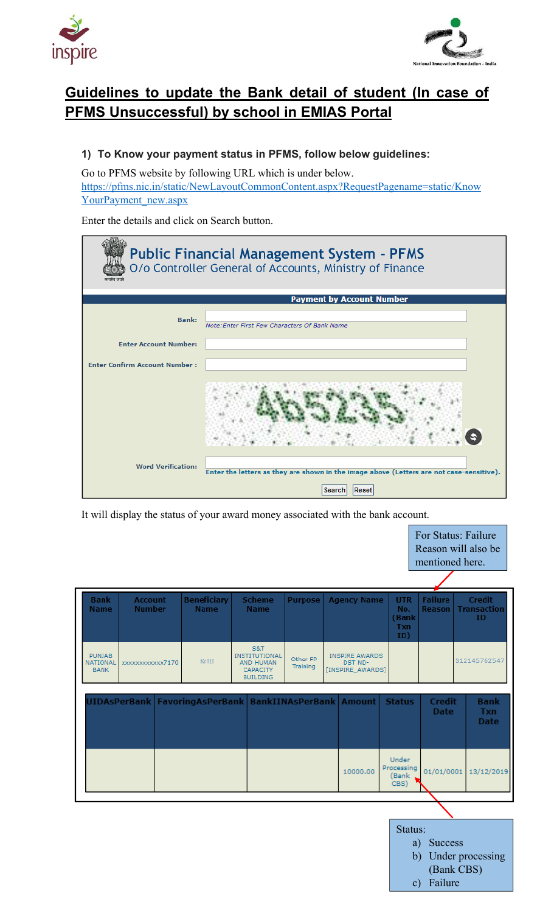# Guidelines to update the Bank detail of student (In case of PFMS Unsuccessful) by school in EMIAS Portal

### 1) To Know your payment status in PFMS, follow below guidelines:

Go to PFMS website by following URL which is under below.
https://pfms.nic.in/static/NewLayoutCommonContent.aspx?RequestPagename=static/KnowYourPayment_new.aspx

Enter the details and click on Search button.

**Public Financial Management System - PFMS**
O/o Controller General of Accounts, Ministry of Finance

**Payment by Account Number**

Bank:
*Note:Enter First Few Characters Of Bank Name*

Enter Account Number:

Enter Confirm Account Number :

Word Verification:
Enter the letters as they are shown in the image above (Letters are not case-sensitive).

Search | Reset

It will display the status of your award money associated with the bank account.

For Status: Failure Reason will also be mentioned here.

| Bank Name | Account Number | Beneficiary Name | Scheme Name | Purpose | Agency Name | UTR No. (Bank Txn ID) | Failure Reason | Credit Transaction ID |
|---|---|---|---|---|---|---|---|---|
| PUNJAB NATIONAL BANK | xxxxxxxxxxxx7170 | Kriti | S&T INSTITUTIONAL AND HUMAN CAPACITY BUILDING | Other FP Training | INSPIRE AWARDS DST ND-[INSPIRE_AWARDS] | | | 512145762547 |

| UIDAsPerBank | FavoringAsPerBank | BankIINAsPerBank | Amount | Status | Credit Date | Bank Txn Date |
|---|---|---|---|---|---|---|
| | | | 10000.00 | Under Processing (Bank CBS) | 01/01/0001 | 13/12/2019 |

Status:

a) Success
b) Under processing (Bank CBS)
c) Failure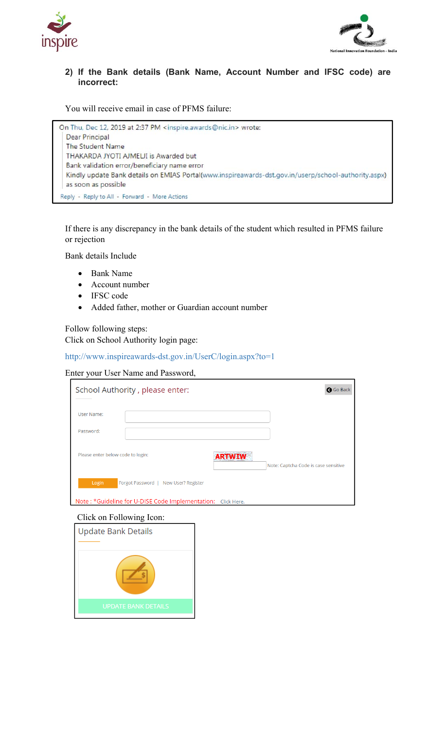## 2) If the Bank details (Bank Name, Account Number and IFSC code) are incorrect:

You will receive email in case of PFMS failure:

> On Thu, Dec 12, 2019 at 2:37 PM <inspire.awards@nic.in> wrote:
> Dear Principal
> The Student Name
> THAKARDA JYOTI AJMELJI is Awarded but
> Bank validation error/beneficiary name error
> Kindly update Bank details on EMIAS Portal(www.inspireawards-dst.gov.in/userp/school-authority.aspx)
> as soon as possible
>
> Reply - Reply to All - Forward - More Actions

If there is any discrepancy in the bank details of the student which resulted in PFMS failure or rejection

Bank details Include

- Bank Name
- Account number
- IFSC code
- Added father, mother or Guardian account number

Follow following steps:
Click on School Authority login page:

http://www.inspireawards-dst.gov.in/UserC/login.aspx?to=1

Enter your User Name and Password,

School Authority , please enter: | Go Back

User Name:

Password:

Please enter below code to login: ARTWIW

Note: Captcha Code is case sensitive

Login | Forgot Password | New User? Register

Note : *Guideline for U-DISE Code Implementation: Click Here.

Click on Following Icon:

Update Bank Details

UPDATE BANK DETAILS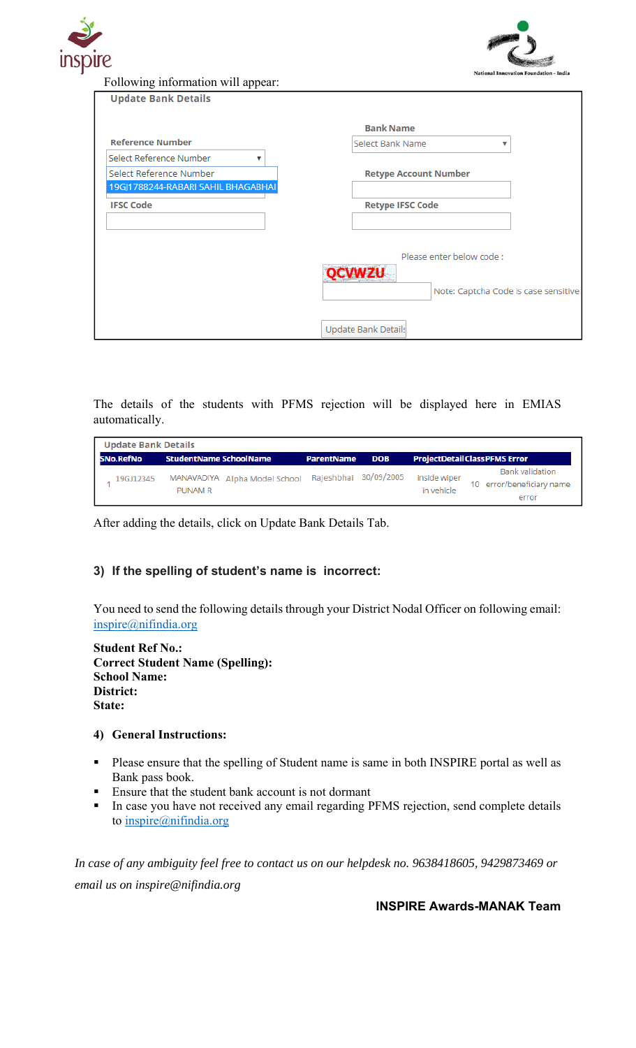Following information will appear:

**Update Bank Details**

| | |
|---|---|
| Reference Number | Bank Name |
| Select Reference Number ▾ (Select Reference Number / 19G\|1788244-RABARI SAHIL BHAGABHAI) | Select Bank Name ▾ |
| | Retype Account Number |
| IFSC Code | Retype IFSC Code |

Please enter below code :

QCVWZU

Note: Captcha Code is case sensitive

Update Bank Details

The details of the students with PFMS rejection will be displayed here in EMIAS automatically.

**Update Bank Details**

| SNo. | RefNo | StudentName | SchoolName | ParentName | DOB | ProjectDetail | Class | PFMS Error |
|---|---|---|---|---|---|---|---|---|
| 1 | 19GJ12345 | MANAVADIYA PUNAM R | Alpha Model School | Rajeshbhai | 30/05/2005 | inside wiper in vehicle | 10 | Bank validation error/beneficiary name error |

After adding the details, click on Update Bank Details Tab.

### 3) If the spelling of student's name is incorrect:

You need to send the following details through your District Nodal Officer on following email: inspire@nifindia.org

**Student Ref No.:**
**Correct Student Name (Spelling):**
**School Name:**
**District:**
**State:**

### 4) General Instructions:

- Please ensure that the spelling of Student name is same in both INSPIRE portal as well as Bank pass book.
- Ensure that the student bank account is not dormant
- In case you have not received any email regarding PFMS rejection, send complete details to inspire@nifindia.org

*In case of any ambiguity feel free to contact us on our helpdesk no. 9638418605, 9429873469 or email us on inspire@nifindia.org*

**INSPIRE Awards-MANAK Team**